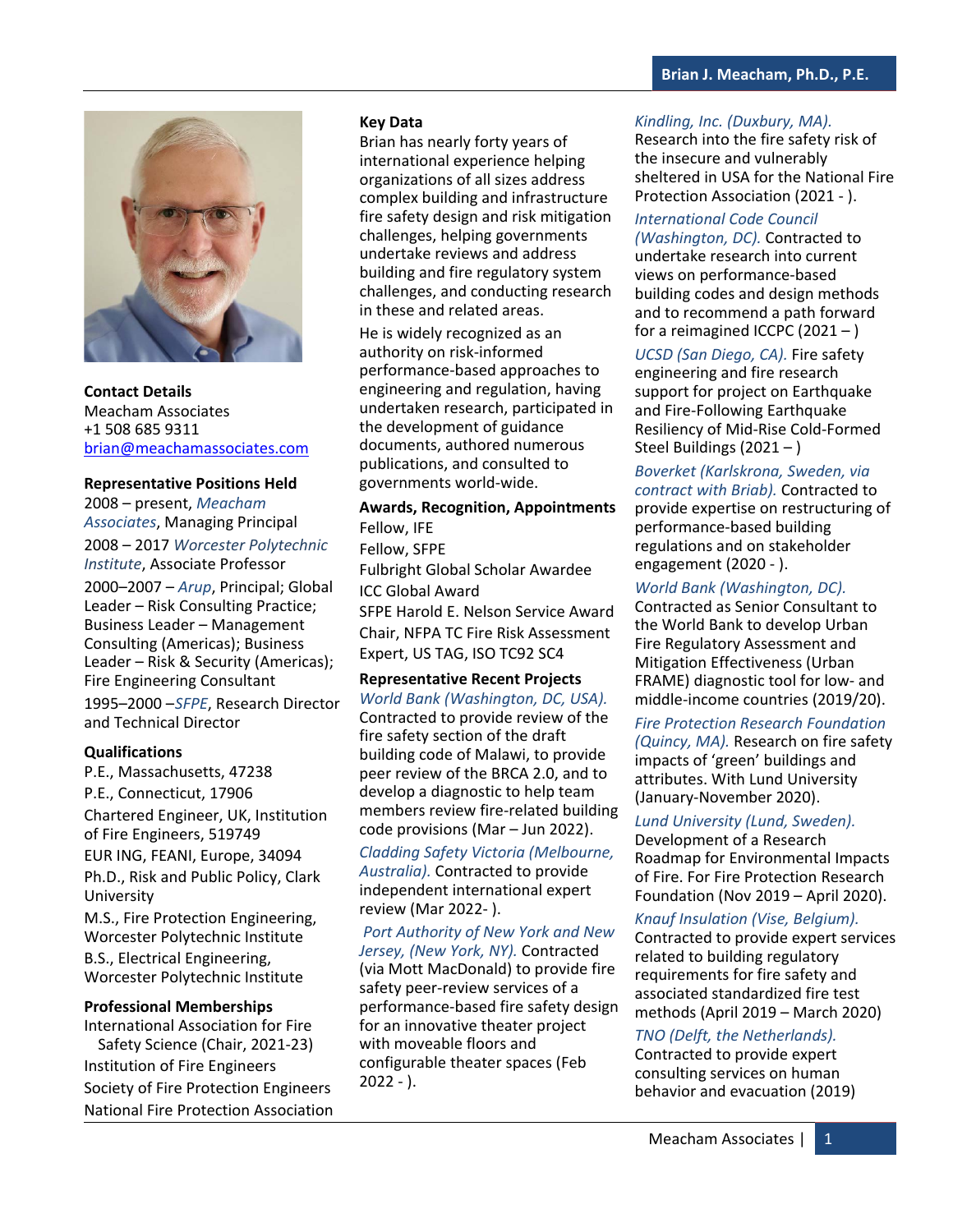# Brian J. Meacham, Ph.D., P.E.

**Contact Details**
Meacham Associates
+1 508 685 9311
brian@meachamassociates.com

**Representative Positions Held**

2008 – present, *Meacham Associates*, Managing Principal

2008 – 2017 *Worcester Polytechnic Institute*, Associate Professor

2000–2007 – *Arup*, Principal; Global Leader – Risk Consulting Practice; Business Leader – Management Consulting (Americas); Business Leader – Risk & Security (Americas); Fire Engineering Consultant

1995–2000 –*SFPE*, Research Director and Technical Director

**Qualifications**

P.E., Massachusetts, 47238

P.E., Connecticut, 17906

Chartered Engineer, UK, Institution of Fire Engineers, 519749

EUR ING, FEANI, Europe, 34094

Ph.D., Risk and Public Policy, Clark University

M.S., Fire Protection Engineering, Worcester Polytechnic Institute

B.S., Electrical Engineering, Worcester Polytechnic Institute

**Professional Memberships**

International Association for Fire Safety Science (Chair, 2021-23)

Institution of Fire Engineers

Society of Fire Protection Engineers

National Fire Protection Association

**Key Data**

Brian has nearly forty years of international experience helping organizations of all sizes address complex building and infrastructure fire safety design and risk mitigation challenges, helping governments undertake reviews and address building and fire regulatory system challenges, and conducting research in these and related areas.

He is widely recognized as an authority on risk-informed performance-based approaches to engineering and regulation, having undertaken research, participated in the development of guidance documents, authored numerous publications, and consulted to governments world-wide.

**Awards, Recognition, Appointments**

Fellow, IFE

Fellow, SFPE

Fulbright Global Scholar Awardee

ICC Global Award

SFPE Harold E. Nelson Service Award

Chair, NFPA TC Fire Risk Assessment

Expert, US TAG, ISO TC92 SC4

**Representative Recent Projects**

*World Bank (Washington, DC, USA).* Contracted to provide review of the fire safety section of the draft building code of Malawi, to provide peer review of the BRCA 2.0, and to develop a diagnostic to help team members review fire-related building code provisions (Mar – Jun 2022).

*Cladding Safety Victoria (Melbourne, Australia).* Contracted to provide independent international expert review (Mar 2022- ).

*Port Authority of New York and New Jersey, (New York, NY).* Contracted (via Mott MacDonald) to provide fire safety peer-review services of a performance-based fire safety design for an innovative theater project with moveable floors and configurable theater spaces (Feb 2022 - ).

*Kindling, Inc. (Duxbury, MA).* Research into the fire safety risk of the insecure and vulnerably sheltered in USA for the National Fire Protection Association (2021 - ).

*International Code Council (Washington, DC).* Contracted to undertake research into current views on performance-based building codes and design methods and to recommend a path forward for a reimagined ICCPC (2021 – )

*UCSD (San Diego, CA).* Fire safety engineering and fire research support for project on Earthquake and Fire-Following Earthquake Resiliency of Mid-Rise Cold-Formed Steel Buildings (2021 – )

*Boverket (Karlskrona, Sweden, via contract with Briab).* Contracted to provide expertise on restructuring of performance-based building regulations and on stakeholder engagement (2020 - ).

*World Bank (Washington, DC).* Contracted as Senior Consultant to the World Bank to develop Urban Fire Regulatory Assessment and Mitigation Effectiveness (Urban FRAME) diagnostic tool for low- and middle-income countries (2019/20).

*Fire Protection Research Foundation (Quincy, MA).* Research on fire safety impacts of 'green' buildings and attributes. With Lund University (January-November 2020).

*Lund University (Lund, Sweden).* Development of a Research Roadmap for Environmental Impacts of Fire. For Fire Protection Research Foundation (Nov 2019 – April 2020).

*Knauf Insulation (Vise, Belgium).* Contracted to provide expert services related to building regulatory requirements for fire safety and associated standardized fire test methods (April 2019 – March 2020)

*TNO (Delft, the Netherlands).* Contracted to provide expert consulting services on human behavior and evacuation (2019)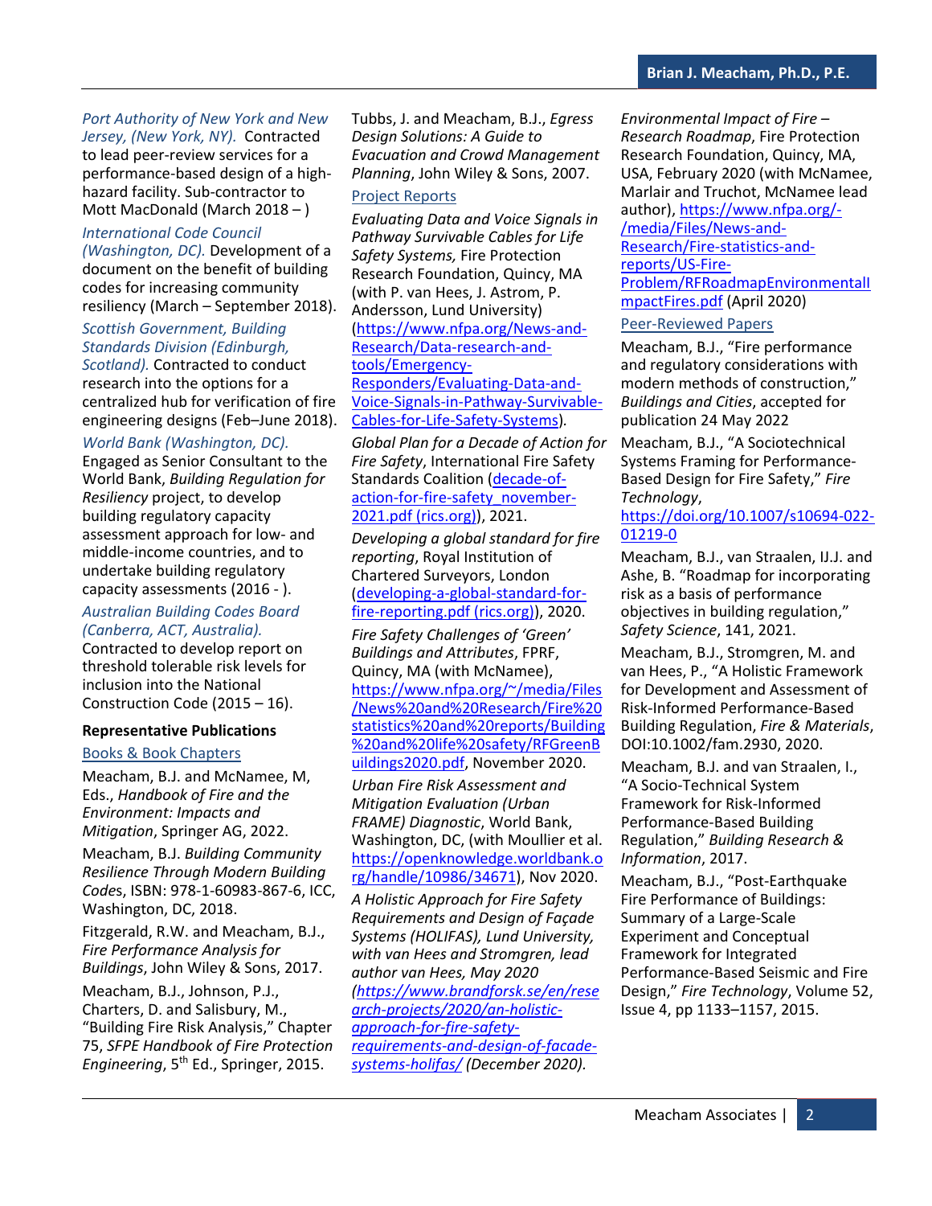*Port Authority of New York and New Jersey, (New York, NY).* Contracted to lead peer-review services for a performance-based design of a high-hazard facility. Sub-contractor to Mott MacDonald (March 2018 – )

*International Code Council (Washington, DC).* Development of a document on the benefit of building codes for increasing community resiliency (March – September 2018).

*Scottish Government, Building Standards Division (Edinburgh, Scotland).* Contracted to conduct research into the options for a centralized hub for verification of fire engineering designs (Feb–June 2018).

*World Bank (Washington, DC).* Engaged as Senior Consultant to the World Bank, *Building Regulation for Resiliency* project, to develop building regulatory capacity assessment approach for low- and middle-income countries, and to undertake building regulatory capacity assessments (2016 - ).

*Australian Building Codes Board (Canberra, ACT, Australia).* Contracted to develop report on threshold tolerable risk levels for inclusion into the National Construction Code (2015 – 16).

**Representative Publications**

### Books & Book Chapters

Meacham, B.J. and McNamee, M, Eds., *Handbook of Fire and the Environment: Impacts and Mitigation*, Springer AG, 2022.

Meacham, B.J. *Building Community Resilience Through Modern Building Codes*, ISBN: 978-1-60983-867-6, ICC, Washington, DC, 2018.

Fitzgerald, R.W. and Meacham, B.J., *Fire Performance Analysis for Buildings*, John Wiley & Sons, 2017.

Meacham, B.J., Johnson, P.J., Charters, D. and Salisbury, M., "Building Fire Risk Analysis," Chapter 75, *SFPE Handbook of Fire Protection Engineering*, 5th Ed., Springer, 2015.

Tubbs, J. and Meacham, B.J., *Egress Design Solutions: A Guide to Evacuation and Crowd Management Planning*, John Wiley & Sons, 2007.

### Project Reports

*Evaluating Data and Voice Signals in Pathway Survivable Cables for Life Safety Systems,* Fire Protection Research Foundation, Quincy, MA (with P. van Hees, J. Astrom, P. Andersson, Lund University) (https://www.nfpa.org/News-and-Research/Data-research-and-tools/Emergency-Responders/Evaluating-Data-and-Voice-Signals-in-Pathway-Survivable-Cables-for-Life-Safety-Systems).

*Global Plan for a Decade of Action for Fire Safety*, International Fire Safety Standards Coalition (decade-of-action-for-fire-safety_november-2021.pdf (rics.org)), 2021.

*Developing a global standard for fire reporting*, Royal Institution of Chartered Surveyors, London (developing-a-global-standard-for-fire-reporting.pdf (rics.org)), 2020.

*Fire Safety Challenges of 'Green' Buildings and Attributes*, FPRF, Quincy, MA (with McNamee), https://www.nfpa.org/~/media/Files/News%20and%20Research/Fire%20statistics%20and%20reports/Building%20and%20life%20safety/RFGreenBuildings2020.pdf, November 2020.

*Urban Fire Risk Assessment and Mitigation Evaluation (Urban FRAME) Diagnostic*, World Bank, Washington, DC, (with Moullier et al. https://openknowledge.worldbank.org/handle/10986/34671), Nov 2020.

*A Holistic Approach for Fire Safety Requirements and Design of Façade Systems (HOLIFAS), Lund University, with van Hees and Stromgren, lead author van Hees, May 2020 (https://www.brandforsk.se/en/research-projects/2020/an-holistic-approach-for-fire-safety-requirements-and-design-of-facade-systems-holifas/ (December 2020).*

*Environmental Impact of Fire – Research Roadmap*, Fire Protection Research Foundation, Quincy, MA, USA, February 2020 (with McNamee, Marlair and Truchot, McNamee lead author), https://www.nfpa.org/-/media/Files/News-and-Research/Fire-statistics-and-reports/US-Fire-Problem/RFRoadmapEnvironmentalImpactFires.pdf (April 2020)

### Peer-Reviewed Papers

Meacham, B.J., "Fire performance and regulatory considerations with modern methods of construction," *Buildings and Cities*, accepted for publication 24 May 2022

Meacham, B.J., "A Sociotechnical Systems Framing for Performance-Based Design for Fire Safety," *Fire Technology*, https://doi.org/10.1007/s10694-022-01219-0

Meacham, B.J., van Straalen, IJ.J. and Ashe, B. "Roadmap for incorporating risk as a basis of performance objectives in building regulation," *Safety Science*, 141, 2021.

Meacham, B.J., Stromgren, M. and van Hees, P., "A Holistic Framework for Development and Assessment of Risk-Informed Performance-Based Building Regulation, *Fire & Materials*, DOI:10.1002/fam.2930, 2020.

Meacham, B.J. and van Straalen, I., "A Socio-Technical System Framework for Risk-Informed Performance-Based Building Regulation," *Building Research & Information*, 2017.

Meacham, B.J., "Post-Earthquake Fire Performance of Buildings: Summary of a Large-Scale Experiment and Conceptual Framework for Integrated Performance-Based Seismic and Fire Design," *Fire Technology*, Volume 52, Issue 4, pp 1133–1157, 2015.